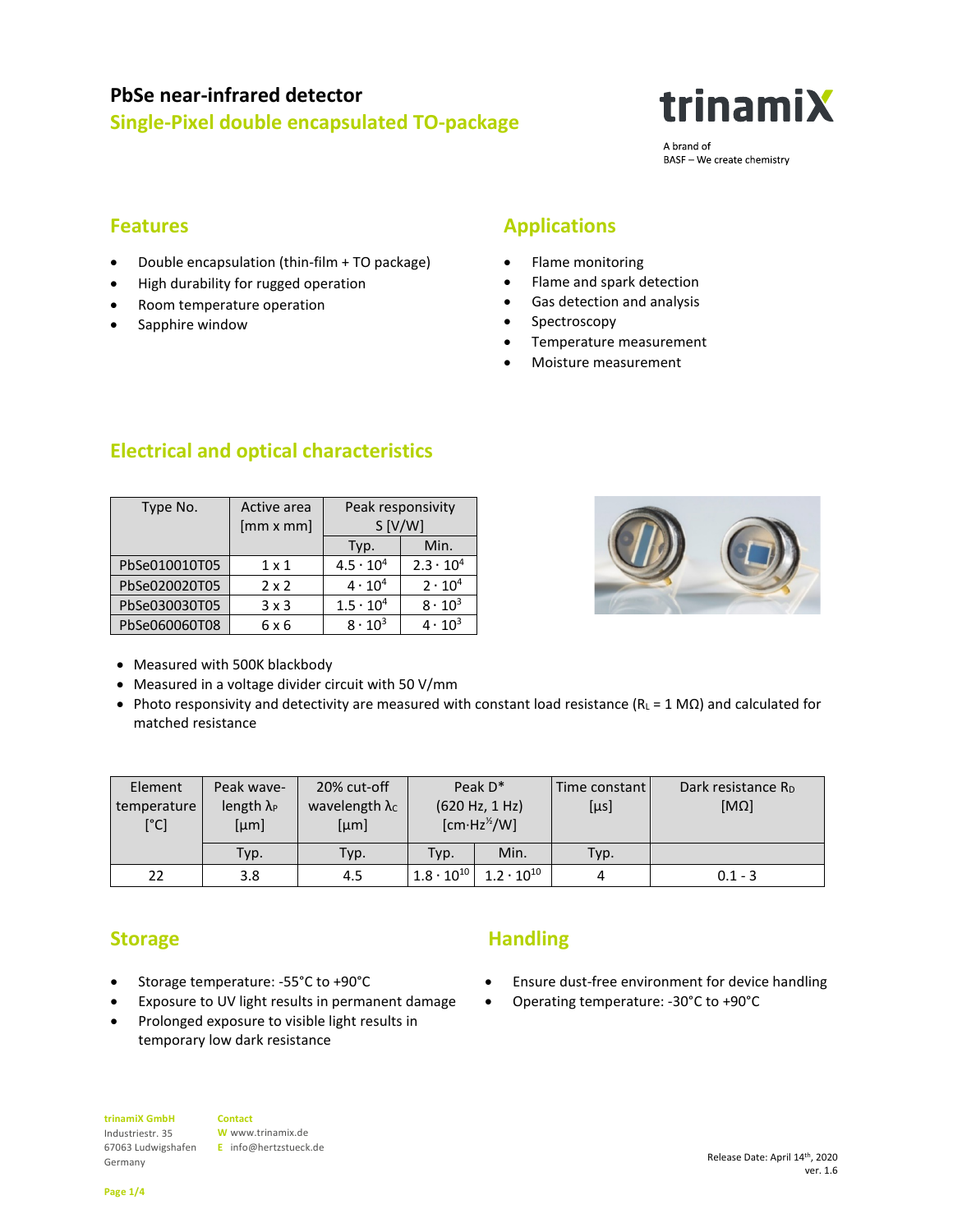# PbSe near-infrared detector

## Single-Pixel double encapsulated TO-package

trinamiX

A brand of
BASF – We create chemistry

## Features

- Double encapsulation (thin-film + TO package)
- High durability for rugged operation
- Room temperature operation
- Sapphire window

## Applications

- Flame monitoring
- Flame and spark detection
- Gas detection and analysis
- Spectroscopy
- Temperature measurement
- Moisture measurement

## Electrical and optical characteristics

| Type No. | Active area [mm x mm] | Peak responsivity S [V/W] | |
|---|---|---|---|
| | | Typ. | Min. |
| PbSe010010T05 | 1 x 1 | $4.5 \cdot 10^4$ | $2.3 \cdot 10^4$ |
| PbSe020020T05 | 2 x 2 | $4 \cdot 10^4$ | $2 \cdot 10^4$ |
| PbSe030030T05 | 3 x 3 | $1.5 \cdot 10^4$ | $8 \cdot 10^3$ |
| PbSe060060T08 | 6 x 6 | $8 \cdot 10^3$ | $4 \cdot 10^3$ |

- Measured with 500K blackbody
- Measured in a voltage divider circuit with 50 V/mm
- Photo responsivity and detectivity are measured with constant load resistance ($R_L$ = 1 MΩ) and calculated for matched resistance

| Element temperature [°C] | Peak wave-length $\lambda_P$ [µm] | 20% cut-off wavelength $\lambda_C$ [µm] | Peak D* (620 Hz, 1 Hz) [cm·Hz$^{½}$/W] | | Time constant [µs] | Dark resistance $R_D$ [MΩ] |
|---|---|---|---|---|---|---|
| | Typ. | Typ. | Typ. | Min. | Typ. | |
| 22 | 3.8 | 4.5 | $1.8 \cdot 10^{10}$ | $1.2 \cdot 10^{10}$ | 4 | 0.1 - 3 |

## Storage

- Storage temperature: -55°C to +90°C
- Exposure to UV light results in permanent damage
- Prolonged exposure to visible light results in temporary low dark resistance

## Handling

- Ensure dust-free environment for device handling
- Operating temperature: -30°C to +90°C

**trinamiX GmbH**
Industriestr. 35
67063 Ludwigshafen
Germany

**Contact**
W www.trinamix.de
E info@hertzstueck.de

Release Date: April 14th, 2020
ver. 1.6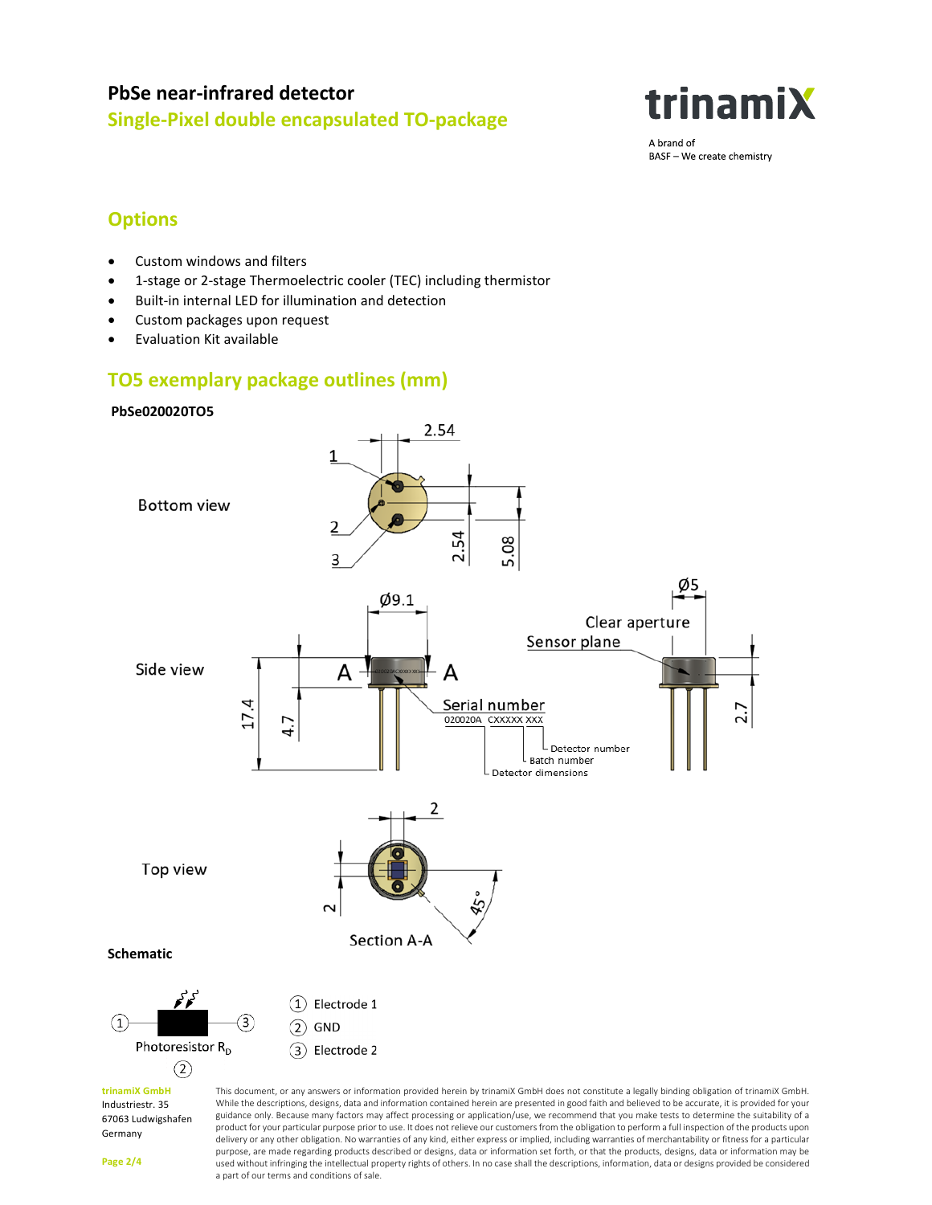# PbSe near-infrared detector

## Single-Pixel double encapsulated TO-package

trinamiX

A brand of
BASF – We create chemistry

## Options

- Custom windows and filters
- 1-stage or 2-stage Thermoelectric cooler (TEC) including thermistor
- Built-in internal LED for illumination and detection
- Custom packages upon request
- Evaluation Kit available

## TO5 exemplary package outlines (mm)

**PbSe020020TO5**

Bottom view

Side view

Top view

Section A-A

**Schematic**

Photoresistor $R_D$

1. Electrode 1
2. GND
3. Electrode 2

**trinamiX GmbH**
Industriestr. 35
67063 Ludwigshafen
Germany

This document, or any answers or information provided herein by trinamiX GmbH does not constitute a legally binding obligation of trinamiX GmbH. While the descriptions, designs, data and information contained herein are presented in good faith and believed to be accurate, it is provided for your guidance only. Because many factors may affect processing or application/use, we recommend that you make tests to determine the suitability of a product for your particular purpose prior to use. It does not relieve our customers from the obligation to perform a full inspection of the products upon delivery or any other obligation. No warranties of any kind, either express or implied, including warranties of merchantability or fitness for a particular purpose, are made regarding products described or designs, data or information set forth, or that the products, designs, data or information may be used without infringing the intellectual property rights of others. In no case shall the descriptions, information, data or designs provided be considered a part of our terms and conditions of sale.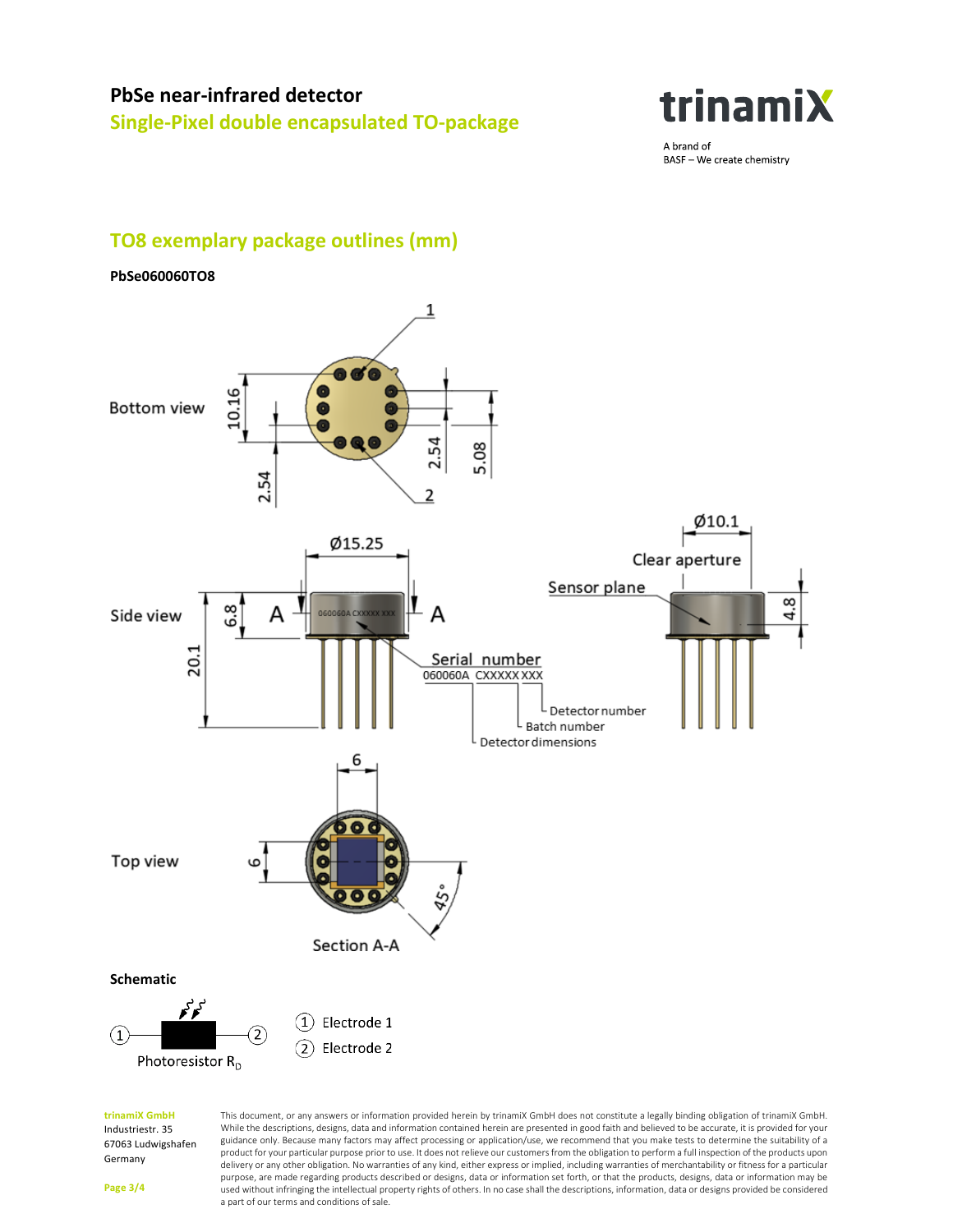# PbSe near-infrared detector

## Single-Pixel double encapsulated TO-package

trinamiX

A brand of
BASF – We create chemistry

## TO8 exemplary package outlines (mm)

**PbSe060060TO8**

Bottom view

10.16

2.54

2.54

5.08

1

2

Side view

Ø15.25

6.8

20.1

A

A

060060A CXXXXX XXX

Serial number

060060A CXXXXX XXX

Detector number

Batch number

Detector dimensions

Ø10.1

Clear aperture

Sensor plane

4.8

Top view

6

6

45°

Section A-A

**Schematic**

Photoresistor $R_D$

① Electrode 1

② Electrode 2

**trinamiX GmbH**
Industriestr. 35
67063 Ludwigshafen
Germany

This document, or any answers or information provided herein by trinamiX GmbH does not constitute a legally binding obligation of trinamiX GmbH. While the descriptions, designs, data and information contained herein are presented in good faith and believed to be accurate, it is provided for your guidance only. Because many factors may affect processing or application/use, we recommend that you make tests to determine the suitability of a product for your particular purpose prior to use. It does not relieve our customers from the obligation to perform a full inspection of the products upon delivery or any other obligation. No warranties of any kind, either express or implied, including warranties of merchantability or fitness for a particular purpose, are made regarding products described or designs, data or information set forth, or that the products, designs, data or information may be used without infringing the intellectual property rights of others. In no case shall the descriptions, information, data or designs provided be considered a part of our terms and conditions of sale.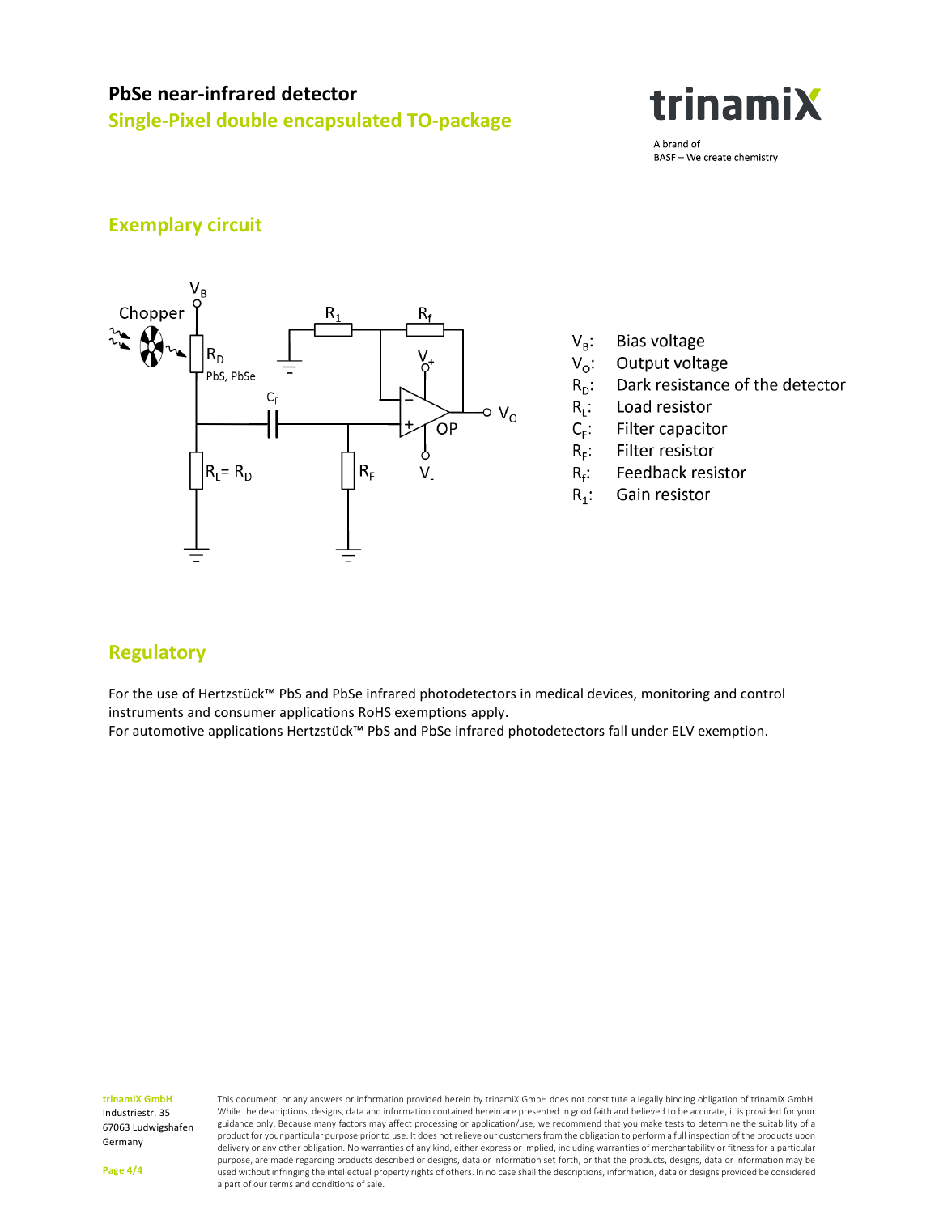## Exemplary circuit

Chopper

$R_D$

PbS, PbSe

$V_B$

$R_1$

$R_f$

$C_F$

$V_+$

$V_-$

OP

$V_O$

$R_L = R_D$

$R_F$

$V_B$: Bias voltage
$V_O$: Output voltage
$R_D$: Dark resistance of the detector
$R_L$: Load resistor
$C_F$: Filter capacitor
$R_F$: Filter resistor
$R_f$: Feedback resistor
$R_1$: Gain resistor

## Regulatory

For the use of Hertzstück™ PbS and PbSe infrared photodetectors in medical devices, monitoring and control instruments and consumer applications RoHS exemptions apply.
For automotive applications Hertzstück™ PbS and PbSe infrared photodetectors fall under ELV exemption.

**trinamiX GmbH**
Industriestr. 35
67063 Ludwigshafen
Germany

This document, or any answers or information provided herein by trinamiX GmbH does not constitute a legally binding obligation of trinamiX GmbH. While the descriptions, designs, data and information contained herein are presented in good faith and believed to be accurate, it is provided for your guidance only. Because many factors may affect processing or application/use, we recommend that you make tests to determine the suitability of a product for your particular purpose prior to use. It does not relieve our customers from the obligation to perform a full inspection of the products upon delivery or any other obligation. No warranties of any kind, either express or implied, including warranties of merchantability or fitness for a particular purpose, are made regarding products described or designs, data or information set forth, or that the products, designs, data or information may be used without infringing the intellectual property rights of others. In no case shall the descriptions, information, data or designs provided be considered a part of our terms and conditions of sale.